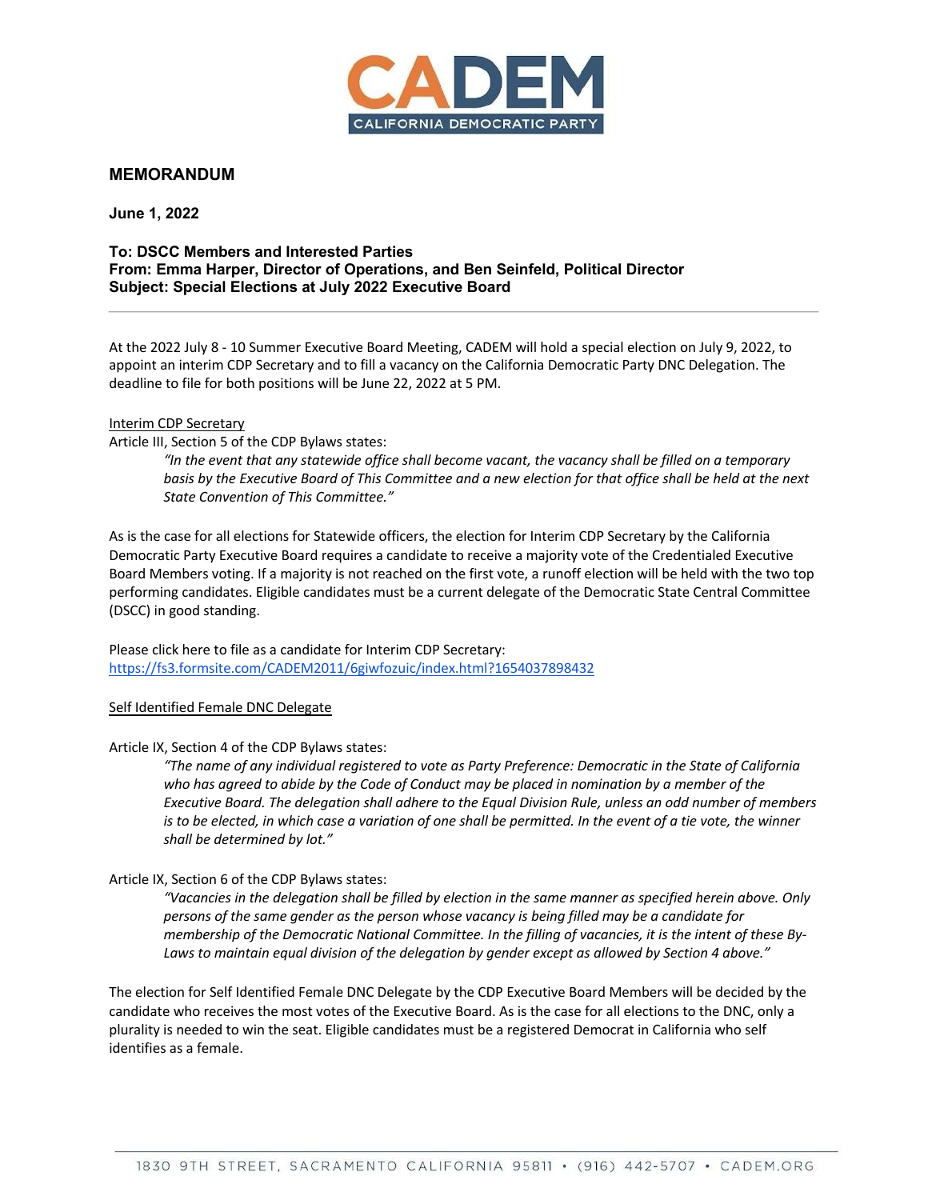CADEM
CALIFORNIA DEMOCRATIC PARTY

## MEMORANDUM

**June 1, 2022**

**To: DSCC Members and Interested Parties**
**From: Emma Harper, Director of Operations, and Ben Seinfeld, Political Director**
**Subject: Special Elections at July 2022 Executive Board**

---

At the 2022 July 8 - 10 Summer Executive Board Meeting, CADEM will hold a special election on July 9, 2022, to appoint an interim CDP Secretary and to fill a vacancy on the California Democratic Party DNC Delegation. The deadline to file for both positions will be June 22, 2022 at 5 PM.

<u>Interim CDP Secretary</u>

Article III, Section 5 of the CDP Bylaws states:

> *"In the event that any statewide office shall become vacant, the vacancy shall be filled on a temporary basis by the Executive Board of This Committee and a new election for that office shall be held at the next State Convention of This Committee."*

As is the case for all elections for Statewide officers, the election for Interim CDP Secretary by the California Democratic Party Executive Board requires a candidate to receive a majority vote of the Credentialed Executive Board Members voting. If a majority is not reached on the first vote, a runoff election will be held with the two top performing candidates. Eligible candidates must be a current delegate of the Democratic State Central Committee (DSCC) in good standing.

Please click here to file as a candidate for Interim CDP Secretary:
https://fs3.formsite.com/CADEM2011/6giwfozuic/index.html?1654037898432

<u>Self Identified Female DNC Delegate</u>

Article IX, Section 4 of the CDP Bylaws states:

> *"The name of any individual registered to vote as Party Preference: Democratic in the State of California who has agreed to abide by the Code of Conduct may be placed in nomination by a member of the Executive Board. The delegation shall adhere to the Equal Division Rule, unless an odd number of members is to be elected, in which case a variation of one shall be permitted. In the event of a tie vote, the winner shall be determined by lot."*

Article IX, Section 6 of the CDP Bylaws states:

> *"Vacancies in the delegation shall be filled by election in the same manner as specified herein above. Only persons of the same gender as the person whose vacancy is being filled may be a candidate for membership of the Democratic National Committee. In the filling of vacancies, it is the intent of these By-Laws to maintain equal division of the delegation by gender except as allowed by Section 4 above."*

The election for Self Identified Female DNC Delegate by the CDP Executive Board Members will be decided by the candidate who receives the most votes of the Executive Board. As is the case for all elections to the DNC, only a plurality is needed to win the seat. Eligible candidates must be a registered Democrat in California who self identifies as a female.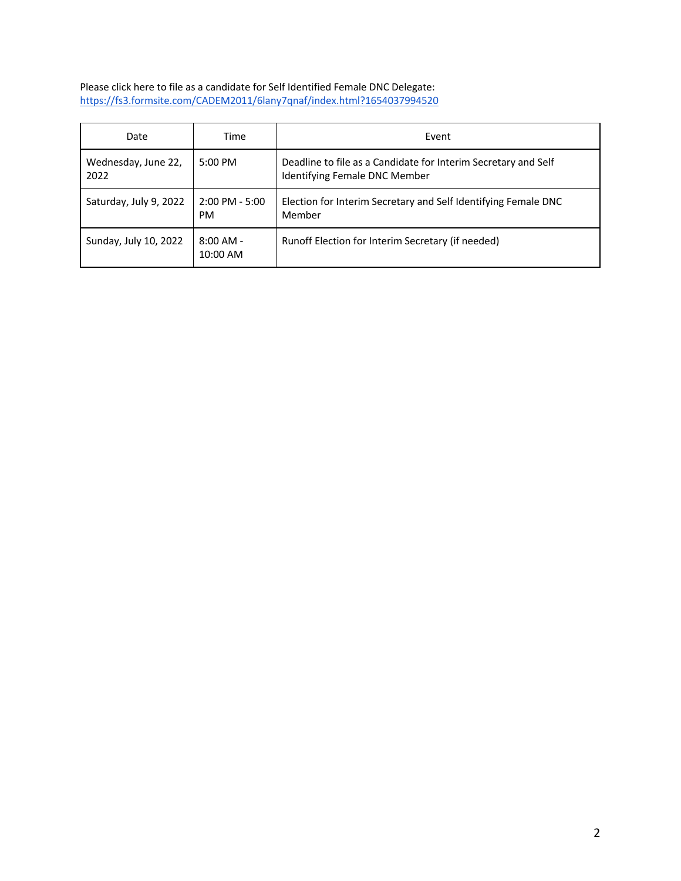Please click here to file as a candidate for Self Identified Female DNC Delegate:
https://fs3.formsite.com/CADEM2011/6lany7qnaf/index.html?1654037994520

| Date | Time | Event |
| --- | --- | --- |
| Wednesday, June 22, 2022 | 5:00 PM | Deadline to file as a Candidate for Interim Secretary and Self Identifying Female DNC Member |
| Saturday, July 9, 2022 | 2:00 PM - 5:00 PM | Election for Interim Secretary and Self Identifying Female DNC Member |
| Sunday, July 10, 2022 | 8:00 AM - 10:00 AM | Runoff Election for Interim Secretary (if needed) |